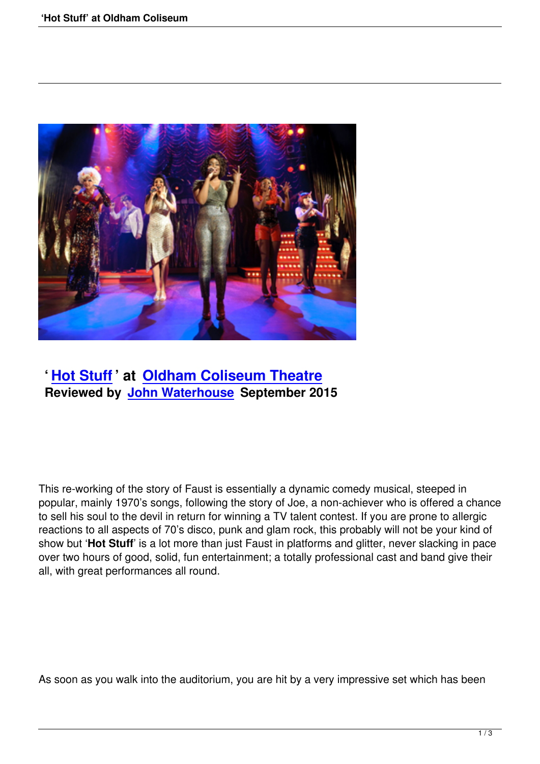## ' Hot Stuff ' at Oldham Coliseum Theatre
**Reviewed by John Waterhouse September 2015**

This re-working of the story of Faust is essentially a dynamic comedy musical, steeped in popular, mainly 1970's songs, following the story of Joe, a non-achiever who is offered a chance to sell his soul to the devil in return for winning a TV talent contest. If you are prone to allergic reactions to all aspects of 70's disco, punk and glam rock, this probably will not be your kind of show but '**Hot Stuff**' is a lot more than just Faust in platforms and glitter, never slacking in pace over two hours of good, solid, fun entertainment; a totally professional cast and band give their all, with great performances all round.

As soon as you walk into the auditorium, you are hit by a very impressive set which has been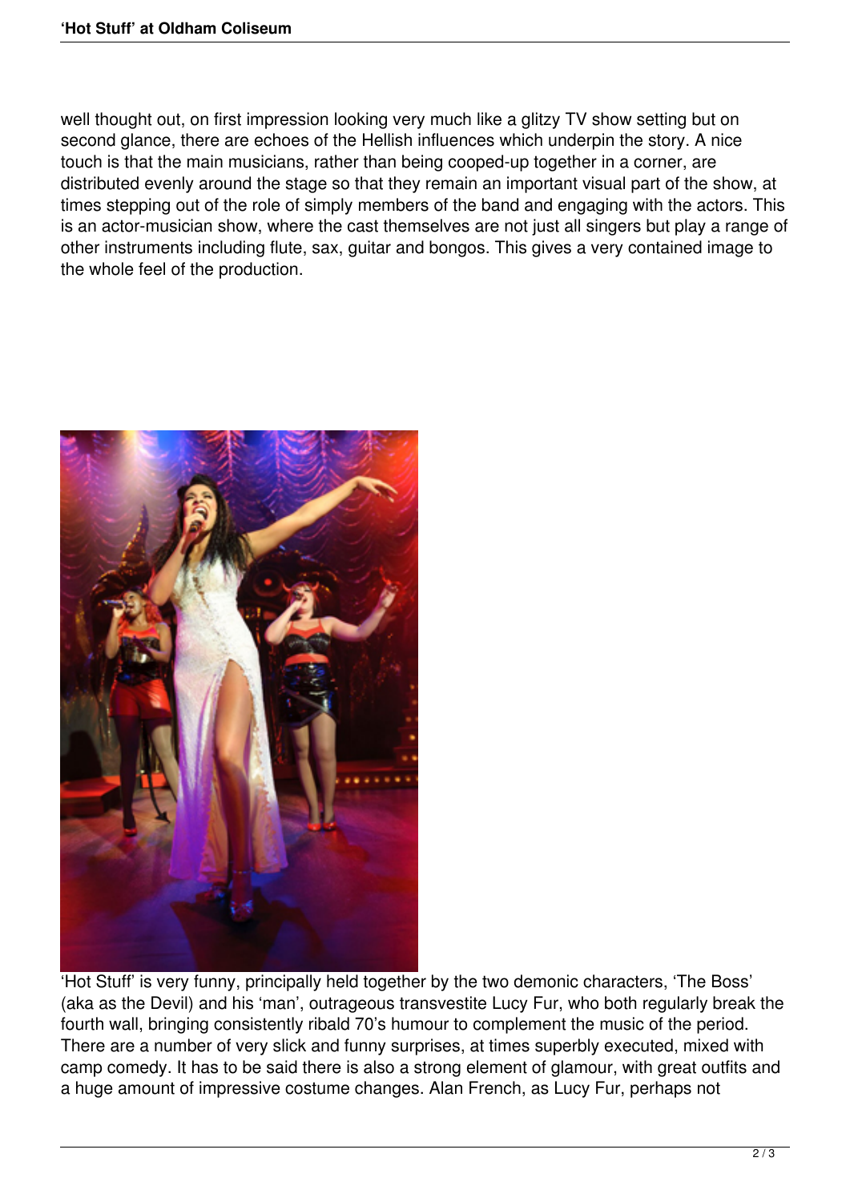well thought out, on first impression looking very much like a glitzy TV show setting but on second glance, there are echoes of the Hellish influences which underpin the story. A nice touch is that the main musicians, rather than being cooped-up together in a corner, are distributed evenly around the stage so that they remain an important visual part of the show, at times stepping out of the role of simply members of the band and engaging with the actors. This is an actor-musician show, where the cast themselves are not just all singers but play a range of other instruments including flute, sax, guitar and bongos. This gives a very contained image to the whole feel of the production.

'Hot Stuff' is very funny, principally held together by the two demonic characters, 'The Boss' (aka as the Devil) and his 'man', outrageous transvestite Lucy Fur, who both regularly break the fourth wall, bringing consistently ribald 70's humour to complement the music of the period. There are a number of very slick and funny surprises, at times superbly executed, mixed with camp comedy. It has to be said there is also a strong element of glamour, with great outfits and a huge amount of impressive costume changes. Alan French, as Lucy Fur, perhaps not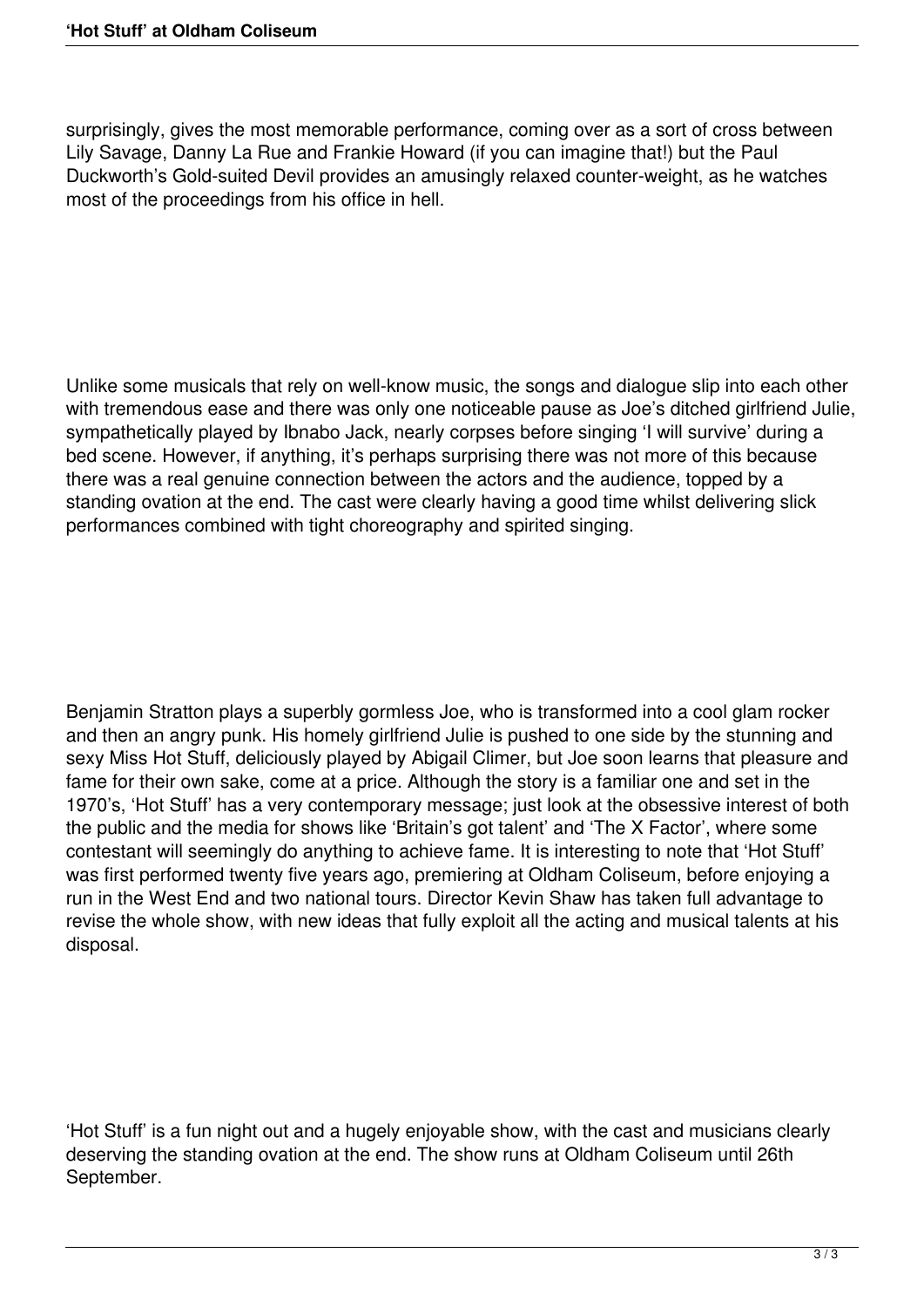surprisingly, gives the most memorable performance, coming over as a sort of cross between Lily Savage, Danny La Rue and Frankie Howard (if you can imagine that!) but the Paul Duckworth's Gold-suited Devil provides an amusingly relaxed counter-weight, as he watches most of the proceedings from his office in hell.

Unlike some musicals that rely on well-know music, the songs and dialogue slip into each other with tremendous ease and there was only one noticeable pause as Joe's ditched girlfriend Julie, sympathetically played by Ibnabo Jack, nearly corpses before singing 'I will survive' during a bed scene. However, if anything, it's perhaps surprising there was not more of this because there was a real genuine connection between the actors and the audience, topped by a standing ovation at the end. The cast were clearly having a good time whilst delivering slick performances combined with tight choreography and spirited singing.

Benjamin Stratton plays a superbly gormless Joe, who is transformed into a cool glam rocker and then an angry punk. His homely girlfriend Julie is pushed to one side by the stunning and sexy Miss Hot Stuff, deliciously played by Abigail Climer, but Joe soon learns that pleasure and fame for their own sake, come at a price. Although the story is a familiar one and set in the 1970's, 'Hot Stuff' has a very contemporary message; just look at the obsessive interest of both the public and the media for shows like 'Britain's got talent' and 'The X Factor', where some contestant will seemingly do anything to achieve fame. It is interesting to note that 'Hot Stuff' was first performed twenty five years ago, premiering at Oldham Coliseum, before enjoying a run in the West End and two national tours. Director Kevin Shaw has taken full advantage to revise the whole show, with new ideas that fully exploit all the acting and musical talents at his disposal.

'Hot Stuff' is a fun night out and a hugely enjoyable show, with the cast and musicians clearly deserving the standing ovation at the end. The show runs at Oldham Coliseum until 26th September.